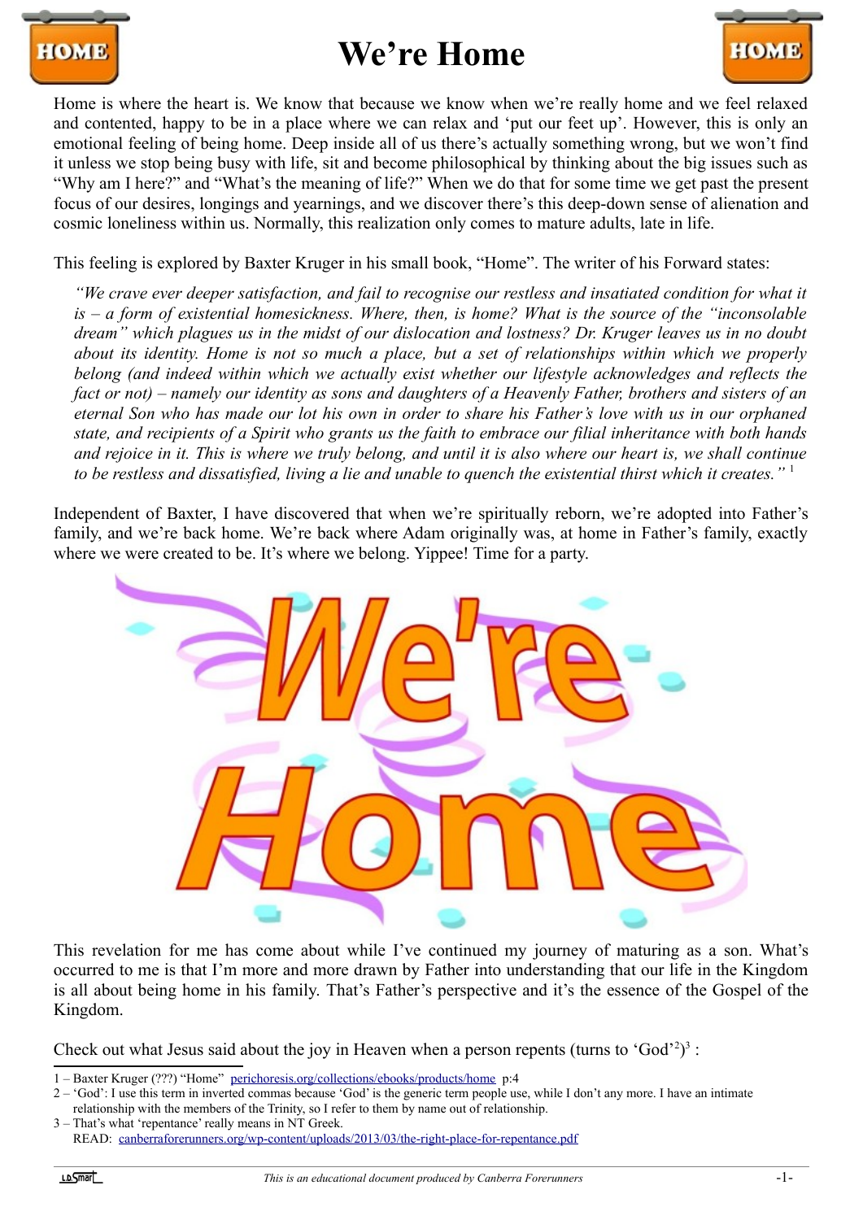# We're Home

Home is where the heart is. We know that because we know when we're really home and we feel relaxed and contented, happy to be in a place where we can relax and 'put our feet up'. However, this is only an emotional feeling of being home. Deep inside all of us there's actually something wrong, but we won't find it unless we stop being busy with life, sit and become philosophical by thinking about the big issues such as "Why am I here?" and "What's the meaning of life?" When we do that for some time we get past the present focus of our desires, longings and yearnings, and we discover there's this deep-down sense of alienation and cosmic loneliness within us. Normally, this realization only comes to mature adults, late in life.

This feeling is explored by Baxter Kruger in his small book, "Home". The writer of his Forward states:

> *"We crave ever deeper satisfaction, and fail to recognise our restless and insatiated condition for what it is – a form of existential homesickness. Where, then, is home? What is the source of the "inconsolable dream" which plagues us in the midst of our dislocation and lostness? Dr. Kruger leaves us in no doubt about its identity. Home is not so much a place, but a set of relationships within which we properly belong (and indeed within which we actually exist whether our lifestyle acknowledges and reflects the fact or not) – namely our identity as sons and daughters of a Heavenly Father, brothers and sisters of an eternal Son who has made our lot his own in order to share his Father's love with us in our orphaned state, and recipients of a Spirit who grants us the faith to embrace our filial inheritance with both hands and rejoice in it. This is where we truly belong, and until it is also where our heart is, we shall continue to be restless and dissatisfied, living a lie and unable to quench the existential thirst which it creates."* [1]

Independent of Baxter, I have discovered that when we're spiritually reborn, we're adopted into Father's family, and we're back home. We're back where Adam originally was, at home in Father's family, exactly where we were created to be. It's where we belong. Yippee! Time for a party.

This revelation for me has come about while I've continued my journey of maturing as a son. What's occurred to me is that I'm more and more drawn by Father into understanding that our life in the Kingdom is all about being home in his family. That's Father's perspective and it's the essence of the Gospel of the Kingdom.

Check out what Jesus said about the joy in Heaven when a person repents (turns to 'God'[2])[3] :

---

1 – Baxter Kruger (???) "Home" perichoresis.org/collections/ebooks/products/home p:4

2 – 'God': I use this term in inverted commas because 'God' is the generic term people use, while I don't any more. I have an intimate relationship with the members of the Trinity, so I refer to them by name out of relationship.

3 – That's what 'repentance' really means in NT Greek.
READ: canberraforerunners.org/wp-content/uploads/2013/03/the-right-place-for-repentance.pdf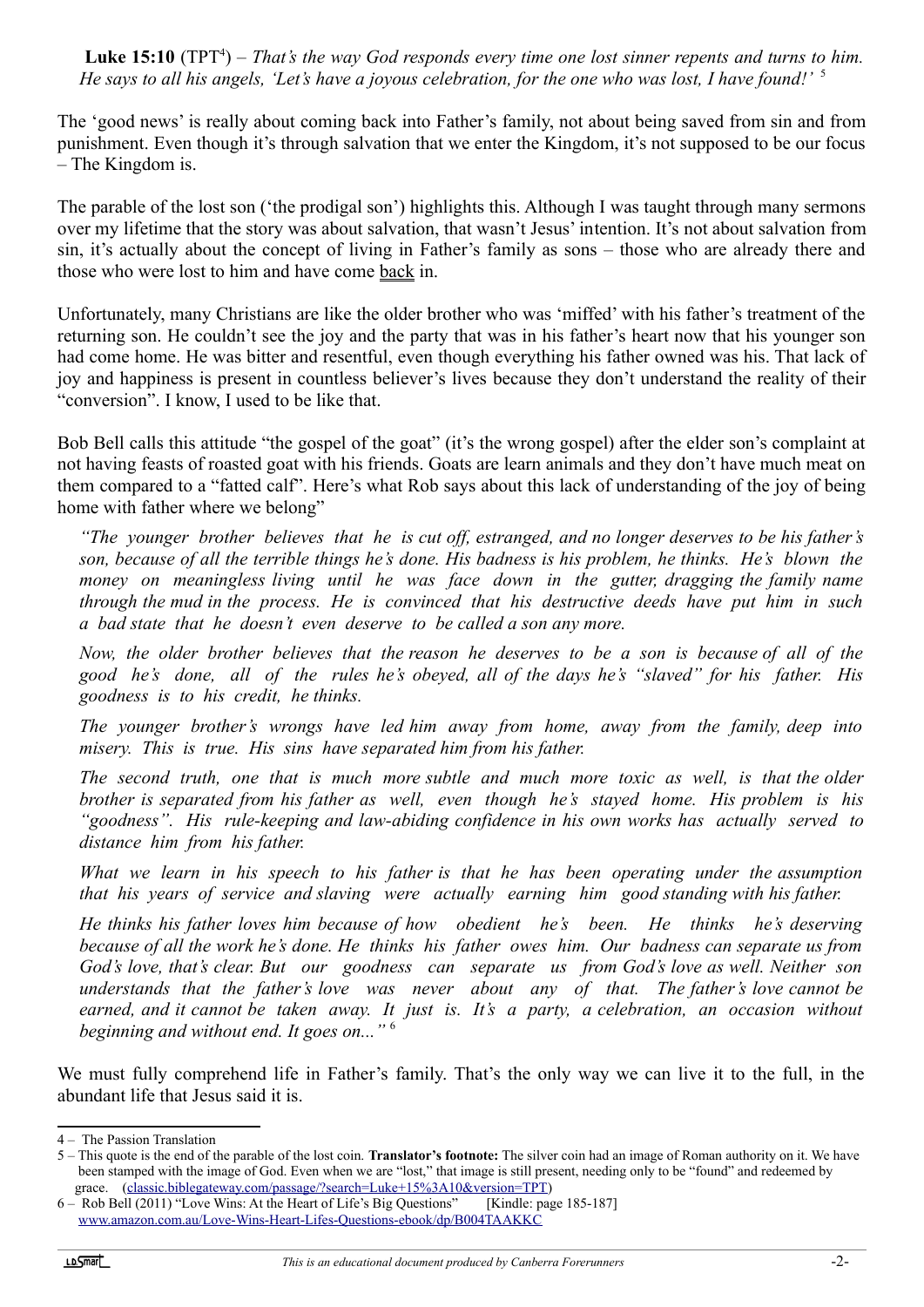**Luke 15:10** (TPT[4]) – *That's the way God responds every time one lost sinner repents and turns to him. He says to all his angels, 'Let's have a joyous celebration, for the one who was lost, I have found!'* [5]

The 'good news' is really about coming back into Father's family, not about being saved from sin and from punishment. Even though it's through salvation that we enter the Kingdom, it's not supposed to be our focus – The Kingdom is.

The parable of the lost son ('the prodigal son') highlights this. Although I was taught through many sermons over my lifetime that the story was about salvation, that wasn't Jesus' intention. It's not about salvation from sin, it's actually about the concept of living in Father's family as sons – those who are already there and those who were lost to him and have come <u>back</u> in.

Unfortunately, many Christians are like the older brother who was 'miffed' with his father's treatment of the returning son. He couldn't see the joy and the party that was in his father's heart now that his younger son had come home. He was bitter and resentful, even though everything his father owned was his. That lack of joy and happiness is present in countless believer's lives because they don't understand the reality of their "conversion". I know, I used to be like that.

Bob Bell calls this attitude "the gospel of the goat" (it's the wrong gospel) after the elder son's complaint at not having feasts of roasted goat with his friends. Goats are learn animals and they don't have much meat on them compared to a "fatted calf". Here's what Rob says about this lack of understanding of the joy of being home with father where we belong"

> *"The younger brother believes that he is cut off, estranged, and no longer deserves to be his father's son, because of all the terrible things he's done. His badness is his problem, he thinks. He's blown the money on meaningless living until he was face down in the gutter, dragging the family name through the mud in the process. He is convinced that his destructive deeds have put him in such a bad state that he doesn't even deserve to be called a son any more.*
>
> *Now, the older brother believes that the reason he deserves to be a son is because of all of the good he's done, all of the rules he's obeyed, all of the days he's "slaved" for his father. His goodness is to his credit, he thinks.*
>
> *The younger brother's wrongs have led him away from home, away from the family, deep into misery. This is true. His sins have separated him from his father.*
>
> *The second truth, one that is much more subtle and much more toxic as well, is that the older brother is separated from his father as well, even though he's stayed home. His problem is his "goodness". His rule-keeping and law-abiding confidence in his own works has actually served to distance him from his father.*
>
> *What we learn in his speech to his father is that he has been operating under the assumption that his years of service and slaving were actually earning him good standing with his father.*
>
> *He thinks his father loves him because of how obedient he's been. He thinks he's deserving because of all the work he's done. He thinks his father owes him. Our badness can separate us from God's love, that's clear. But our goodness can separate us from God's love as well. Neither son understands that the father's love was never about any of that. The father's love cannot be earned, and it cannot be taken away. It just is. It's a party, a celebration, an occasion without beginning and without end. It goes on..."* [6]

We must fully comprehend life in Father's family. That's the only way we can live it to the full, in the abundant life that Jesus said it is.

---

4 – The Passion Translation

5 – This quote is the end of the parable of the lost coin. **Translator's footnote:** The silver coin had an image of Roman authority on it. We have been stamped with the image of God. Even when we are "lost," that image is still present, needing only to be "found" and redeemed by grace. (classic.biblegateway.com/passage/?search=Luke+15%3A10&version=TPT)

6 – Rob Bell (2011) "Love Wins: At the Heart of Life's Big Questions" [Kindle: page 185-187] www.amazon.com.au/Love-Wins-Heart-Lifes-Questions-ebook/dp/B004TAAKKC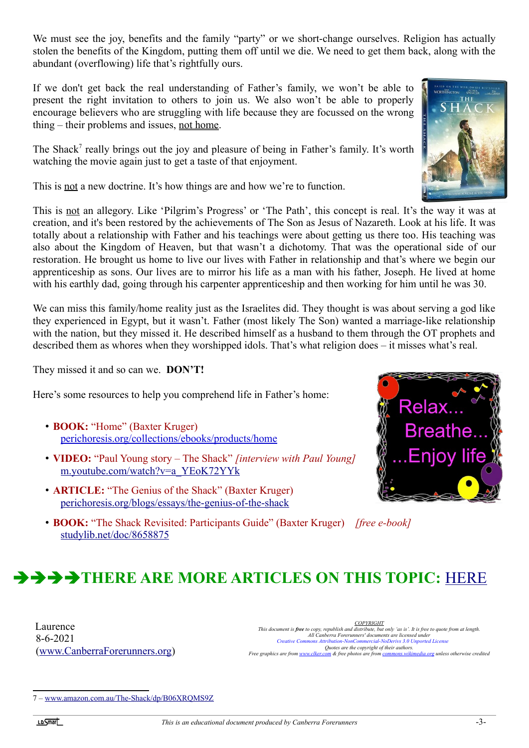We must see the joy, benefits and the family "party" or we short-change ourselves. Religion has actually stolen the benefits of the Kingdom, putting them off until we die. We need to get them back, along with the abundant (overflowing) life that's rightfully ours.

If we don't get back the real understanding of Father's family, we won't be able to present the right invitation to others to join us. We also won't be able to properly encourage believers who are struggling with life because they are focussed on the wrong thing – their problems and issues, not home.

The Shack[7] really brings out the joy and pleasure of being in Father's family. It's worth watching the movie again just to get a taste of that enjoyment.

This is not a new doctrine. It's how things are and how we're to function.

This is not an allegory. Like 'Pilgrim's Progress' or 'The Path', this concept is real. It's the way it was at creation, and it's been restored by the achievements of The Son as Jesus of Nazareth. Look at his life. It was totally about a relationship with Father and his teachings were about getting us there too. His teaching was also about the Kingdom of Heaven, but that wasn't a dichotomy. That was the operational side of our restoration. He brought us home to live our lives with Father in relationship and that's where we begin our apprenticeship as sons. Our lives are to mirror his life as a man with his father, Joseph. He lived at home with his earthly dad, going through his carpenter apprenticeship and then working for him until he was 30.

We can miss this family/home reality just as the Israelites did. They thought is was about serving a god like they experienced in Egypt, but it wasn't. Father (most likely The Son) wanted a marriage-like relationship with the nation, but they missed it. He described himself as a husband to them through the OT prophets and described them as whores when they worshipped idols. That's what religion does – it misses what's real.

They missed it and so can we. **DON'T!**

Here's some resources to help you comprehend life in Father's home:

- **BOOK:** "Home" (Baxter Kruger)
  perichoresis.org/collections/ebooks/products/home
- **VIDEO:** "Paul Young story – The Shack" *[interview with Paul Young]*
  m.youtube.com/watch?v=a_YEoK72YYk
- **ARTICLE:** "The Genius of the Shack" (Baxter Kruger)
  perichoresis.org/blogs/essays/the-genius-of-the-shack
- **BOOK:** "The Shack Revisited: Participants Guide" (Baxter Kruger) *[free e-book]*
  studylib.net/doc/8658875

Relax... Breathe... ...Enjoy life

## ➔➔➔➔THERE ARE MORE ARTICLES ON THIS TOPIC: HERE

Laurence
8-6-2021
(www.CanberraForerunners.org)

COPYRIGHT
*This document is **free** to copy, republish and distribute, but only 'as is'. It is free to quote from at length.*
*All Canberra Forerunners' documents are licensed under*
*Creative Commons Attribution-NonCommercial-NoDerivs 3.0 Unported License*
*Quotes are the copyright of their authors.*
*Free graphics are from www.clker.com & free photos are from commons.wikimedia.org unless otherwise credited*

7 – www.amazon.com.au/The-Shack/dp/B06XRQMS9Z

*This is an educational document produced by Canberra Forerunners*